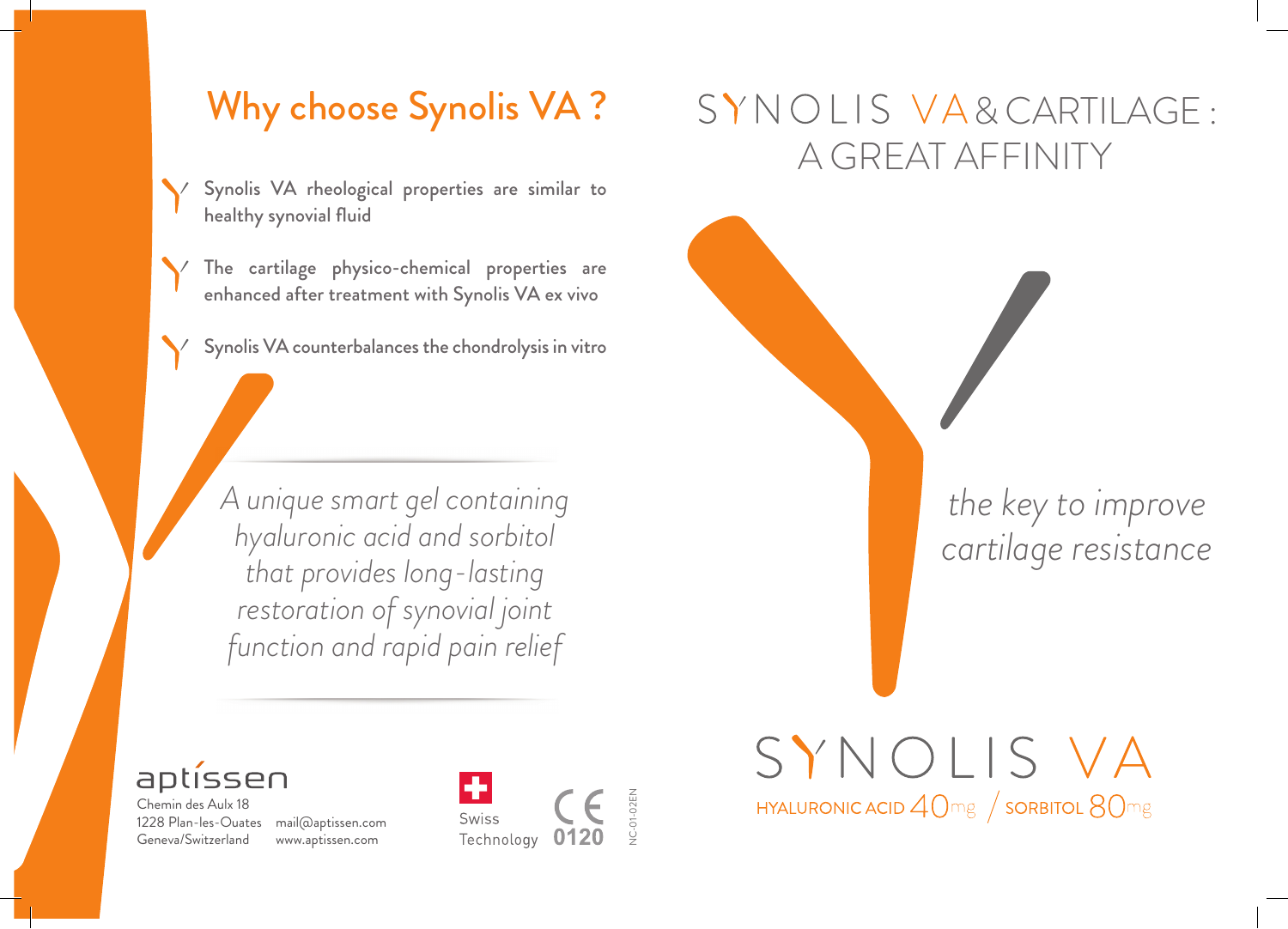## Why choose Synolis VA ?

- Synolis VA rheological properties are similar to healthy synovial fluid
- The cartilage physico-chemical properties are enhanced after treatment with Synolis VA ex vivo
- Synolis VA counterbalances the chondrolysis in vitro

*A unique smart gel containing hyaluronic acid and sorbitol that provides long-lasting restoration of synovial joint function and rapid pain relief*

aptissen

Chemin des Aulx 18
1228 Plan-les-Ouates
Geneva/Switzerland

mail@aptissen.com
www.aptissen.com

Swiss Technology

CE 0120

NC-01-02EN

# SYNOLIS VA & CARTILAGE : A GREAT AFFINITY

*the key to improve cartilage resistance*

## SYNOLIS VA

HYALURONIC ACID 40mg / SORBITOL 80mg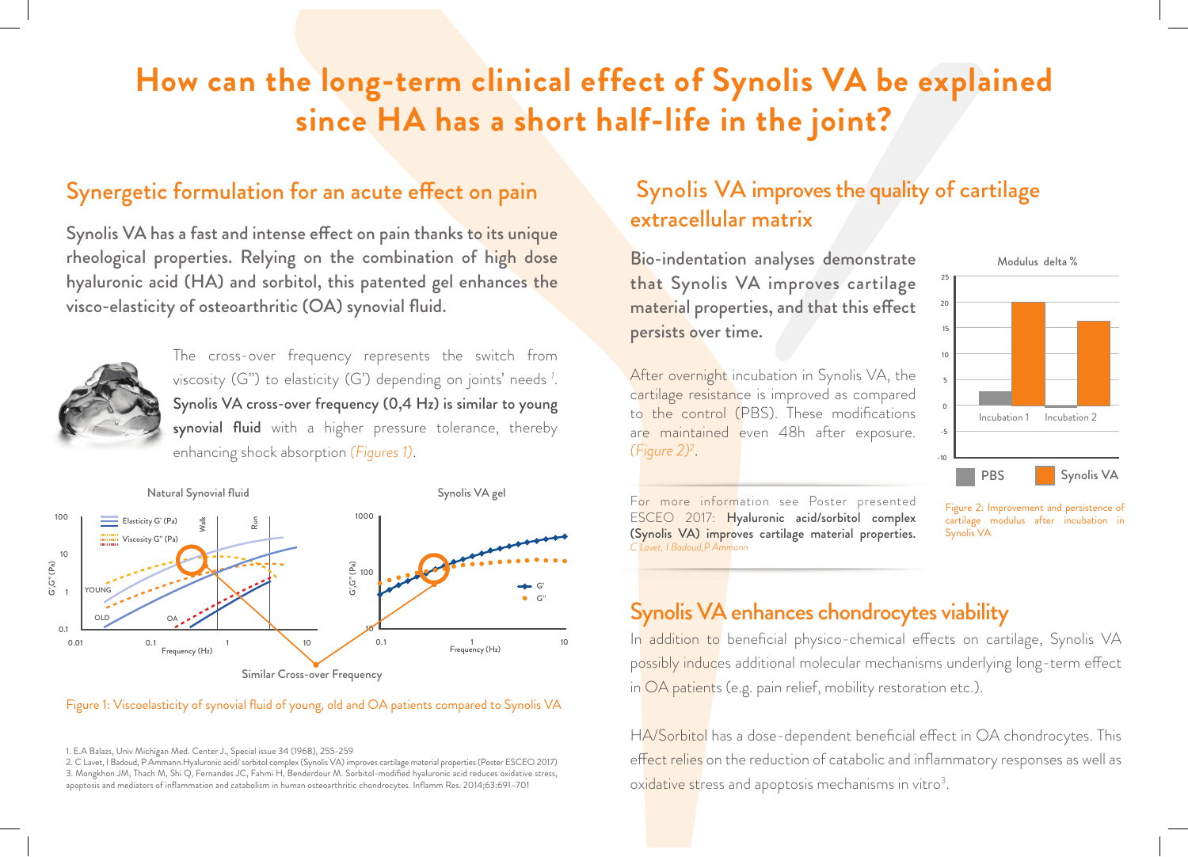# How can the long-term clinical effect of Synolis VA be explained since HA has a short half-life in the joint?

## Synergetic formulation for an acute effect on pain

Synolis VA has a fast and intense effect on pain thanks to its unique rheological properties. Relying on the combination of high dose hyaluronic acid (HA) and sorbitol, this patented gel enhances the visco-elasticity of osteoarthritic (OA) synovial fluid.

The cross-over frequency represents the switch from viscosity (G") to elasticity (G') depending on joints' needs [1]. **Synolis VA cross-over frequency (0,4 Hz) is similar to young synovial fluid** with a higher pressure tolerance, thereby enhancing shock absorption *(Figures 1)*.

Natural Synovial fluid

Elasticity G' (Pa)

Viscosity G" (Pa)

Walk

Run

YOUNG

OLD

OA

G';G" (Pa)

100

10

1

0.1

0.01

0.1

1

10

Frequency (Hz)

Synolis VA gel

G';G" (Pa)

1000

100

10

0.1

1

10

Frequency (Hz)

G'

G"

Similar Cross-over Frequency

Figure 1: Viscoelasticity of synovial fluid of young, old and OA patients compared to Synolis VA

## Synolis VA improves the quality of cartilage extracellular matrix

**Bio-indentation analyses demonstrate that Synolis VA improves cartilage material properties, and that this effect persists over time.**

After overnight incubation in Synolis VA, the cartilage resistance is improved as compared to the control (PBS). These modifications are maintained even 48h after exposure. *(Figure 2)*[2].

Modulus delta %

25

20

15

10

5

0

-5

-10

Incubation 1

Incubation 2

PBS

Synolis VA

Figure 2: Improvement and persistence of cartilage modulus after incubation in Synolis VA

For more information see Poster presented ESCEO 2017: **Hyaluronic acid/sorbitol complex (Synolis VA) improves cartilage material properties.** *C Lavet, I Badoud, P Ammann*

## Synolis VA enhances chondrocytes viability

In addition to beneficial physico-chemical effects on cartilage, Synolis VA possibly induces additional molecular mechanisms underlying long-term effect in OA patients (e.g. pain relief, mobility restoration etc.).

HA/Sorbitol has a dose-dependent beneficial effect in OA chondrocytes. This effect relies on the reduction of catabolic and inflammatory responses as well as oxidative stress and apoptosis mechanisms in vitro[3].

1. E.A Balazs, Univ Michigan Med. Center J., Special issue 34 (1968), 255-259
2. C Lavet, I Badoud, P Ammann.Hyaluronic acid/ sorbitol complex (Synolis VA) improves cartilage material properties (Poster ESCEO 2017)
3. Mongkhon JM, Thach M, Shi Q, Fernandes JC, Fahmi H, Benderdour M. Sorbitol-modified hyaluronic acid reduces oxidative stress, apoptosis and mediators of inflammation and catabolism in human osteoarthritic chondrocytes. Inflamm Res. 2014;63:691–701